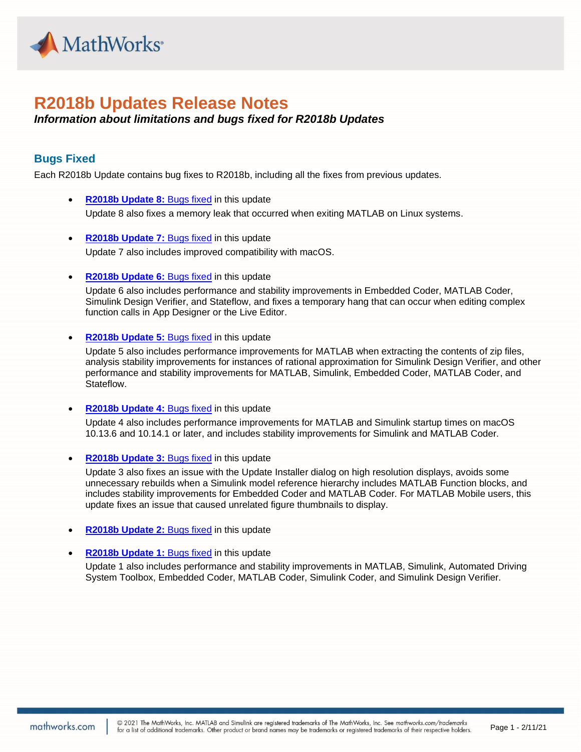# R2018b Updates Release Notes

***Information about limitations and bugs fixed for R2018b Updates***

## Bugs Fixed

Each R2018b Update contains bug fixes to R2018b, including all the fixes from previous updates.

- **R2018b Update 8:** Bugs fixed in this update
  Update 8 also fixes a memory leak that occurred when exiting MATLAB on Linux systems.

- **R2018b Update 7:** Bugs fixed in this update
  Update 7 also includes improved compatibility with macOS.

- **R2018b Update 6:** Bugs fixed in this update
  Update 6 also includes performance and stability improvements in Embedded Coder, MATLAB Coder, Simulink Design Verifier, and Stateflow, and fixes a temporary hang that can occur when editing complex function calls in App Designer or the Live Editor.

- **R2018b Update 5:** Bugs fixed in this update
  Update 5 also includes performance improvements for MATLAB when extracting the contents of zip files, analysis stability improvements for instances of rational approximation for Simulink Design Verifier, and other performance and stability improvements for MATLAB, Simulink, Embedded Coder, MATLAB Coder, and Stateflow.

- **R2018b Update 4:** Bugs fixed in this update
  Update 4 also includes performance improvements for MATLAB and Simulink startup times on macOS 10.13.6 and 10.14.1 or later, and includes stability improvements for Simulink and MATLAB Coder.

- **R2018b Update 3:** Bugs fixed in this update
  Update 3 also fixes an issue with the Update Installer dialog on high resolution displays, avoids some unnecessary rebuilds when a Simulink model reference hierarchy includes MATLAB Function blocks, and includes stability improvements for Embedded Coder and MATLAB Coder. For MATLAB Mobile users, this update fixes an issue that caused unrelated figure thumbnails to display.

- **R2018b Update 2:** Bugs fixed in this update

- **R2018b Update 1:** Bugs fixed in this update
  Update 1 also includes performance and stability improvements in MATLAB, Simulink, Automated Driving System Toolbox, Embedded Coder, MATLAB Coder, Simulink Coder, and Simulink Design Verifier.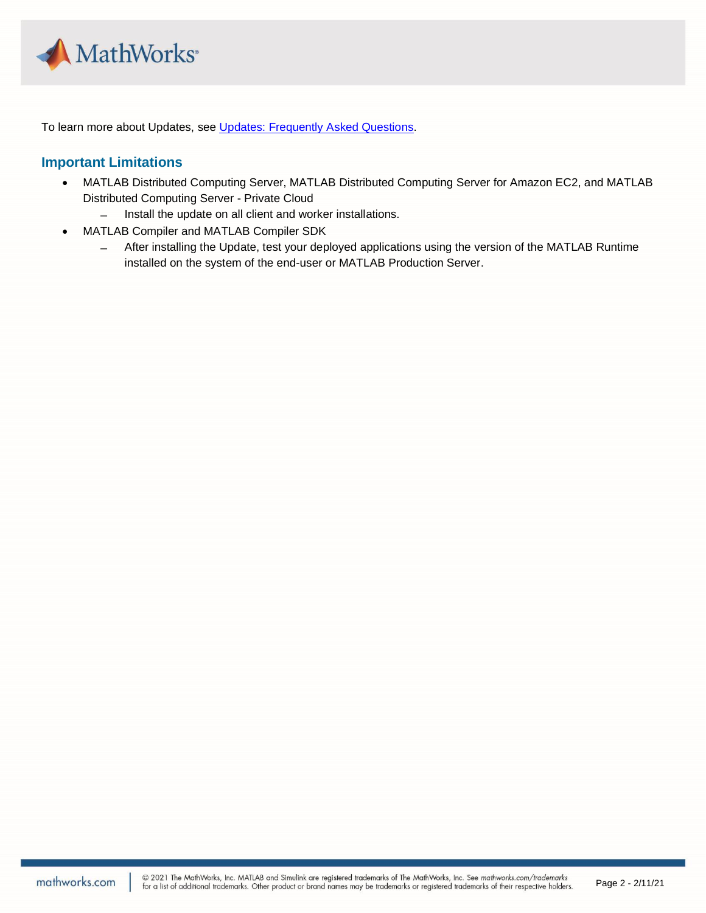To learn more about Updates, see [Updates: Frequently Asked Questions](#).

## Important Limitations

- MATLAB Distributed Computing Server, MATLAB Distributed Computing Server for Amazon EC2, and MATLAB Distributed Computing Server - Private Cloud
  - Install the update on all client and worker installations.
- MATLAB Compiler and MATLAB Compiler SDK
  - After installing the Update, test your deployed applications using the version of the MATLAB Runtime installed on the system of the end-user or MATLAB Production Server.